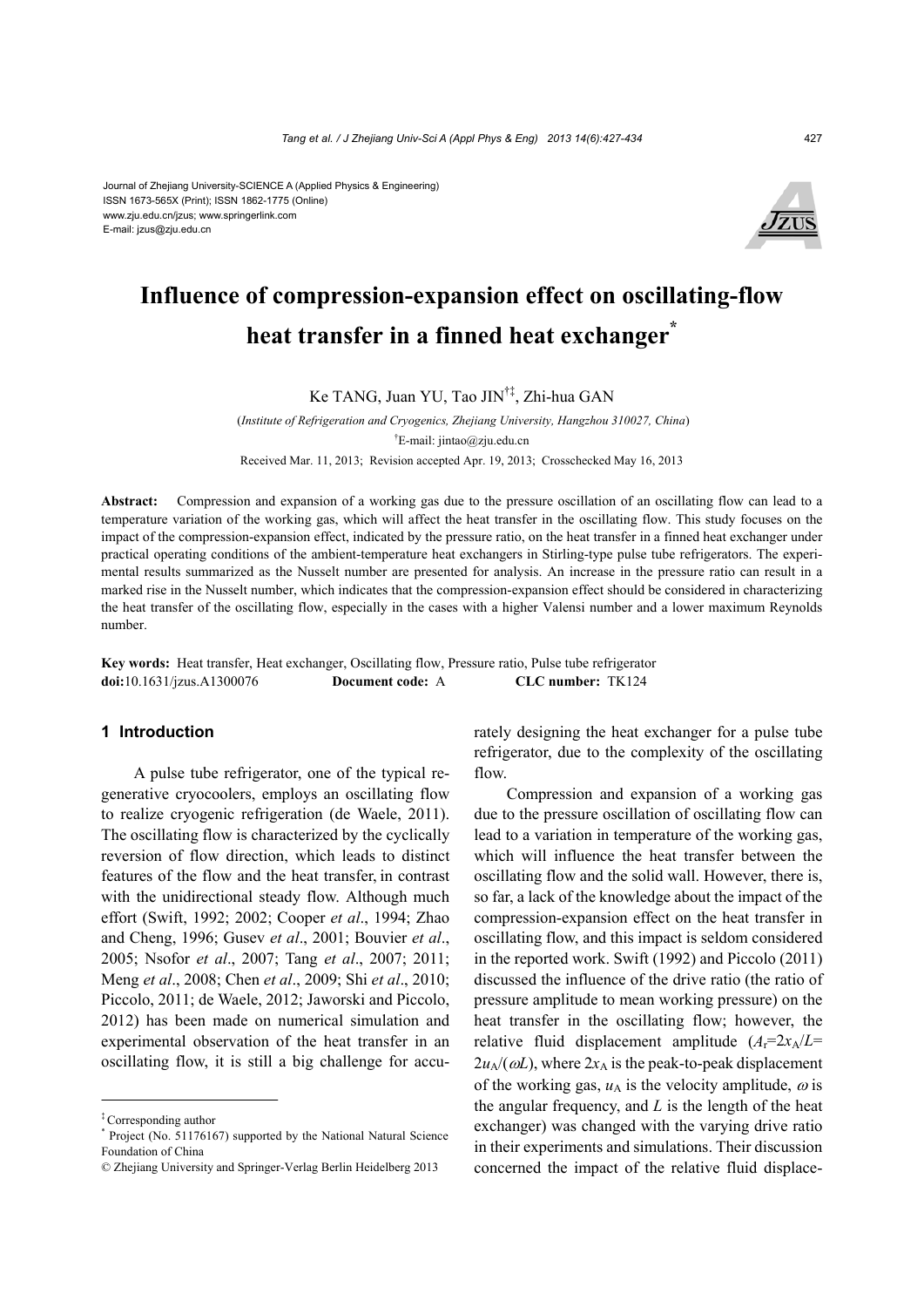Journal of Zhejiang University-SCIENCE A (Applied Physics & Engineering)
ISSN 1673-565X (Print); ISSN 1862-1775 (Online)
www.zju.edu.cn/jzus; www.springerlink.com
E-mail: jzus@zju.edu.cn

# Influence of compression-expansion effect on oscillating-flow heat transfer in a finned heat exchanger*

Ke TANG, Juan YU, Tao JIN[†‡], Zhi-hua GAN

(*Institute of Refrigeration and Cryogenics, Zhejiang University, Hangzhou 310027, China*)

[†]E-mail: jintao@zju.edu.cn

Received Mar. 11, 2013; Revision accepted Apr. 19, 2013; Crosschecked May 16, 2013

**Abstract:** Compression and expansion of a working gas due to the pressure oscillation of an oscillating flow can lead to a temperature variation of the working gas, which will affect the heat transfer in the oscillating flow. This study focuses on the impact of the compression-expansion effect, indicated by the pressure ratio, on the heat transfer in a finned heat exchanger under practical operating conditions of the ambient-temperature heat exchangers in Stirling-type pulse tube refrigerators. The experimental results summarized as the Nusselt number are presented for analysis. An increase in the pressure ratio can result in a marked rise in the Nusselt number, which indicates that the compression-expansion effect should be considered in characterizing the heat transfer of the oscillating flow, especially in the cases with a higher Valensi number and a lower maximum Reynolds number.

**Key words:** Heat transfer, Heat exchanger, Oscillating flow, Pressure ratio, Pulse tube refrigerator
**doi:**10.1631/jzus.A1300076 **Document code:** A **CLC number:** TK124

## 1 Introduction

A pulse tube refrigerator, one of the typical regenerative cryocoolers, employs an oscillating flow to realize cryogenic refrigeration (de Waele, 2011). The oscillating flow is characterized by the cyclically reversion of flow direction, which leads to distinct features of the flow and the heat transfer, in contrast with the unidirectional steady flow. Although much effort (Swift, 1992; 2002; Cooper *et al*., 1994; Zhao and Cheng, 1996; Gusev *et al*., 2001; Bouvier *et al*., 2005; Nsofor *et al*., 2007; Tang *et al*., 2007; 2011; Meng *et al*., 2008; Chen *et al*., 2009; Shi *et al*., 2010; Piccolo, 2011; de Waele, 2012; Jaworski and Piccolo, 2012) has been made on numerical simulation and experimental observation of the heat transfer in an oscillating flow, it is still a big challenge for accurately designing the heat exchanger for a pulse tube refrigerator, due to the complexity of the oscillating flow.

Compression and expansion of a working gas due to the pressure oscillation of oscillating flow can lead to a variation in temperature of the working gas, which will influence the heat transfer between the oscillating flow and the solid wall. However, there is, so far, a lack of the knowledge about the impact of the compression-expansion effect on the heat transfer in oscillating flow, and this impact is seldom considered in the reported work. Swift (1992) and Piccolo (2011) discussed the influence of the drive ratio (the ratio of pressure amplitude to mean working pressure) on the heat transfer in the oscillating flow; however, the relative fluid displacement amplitude ($A_r$=$2x_A/L$=$2u_A/(\omega L)$, where $2x_A$ is the peak-to-peak displacement of the working gas, $u_A$ is the velocity amplitude, $\omega$ is the angular frequency, and $L$ is the length of the heat exchanger) was changed with the varying drive ratio in their experiments and simulations. Their discussion concerned the impact of the relative fluid displace-

---

[‡] Corresponding author
[*] Project (No. 51176167) supported by the National Natural Science Foundation of China
© Zhejiang University and Springer-Verlag Berlin Heidelberg 2013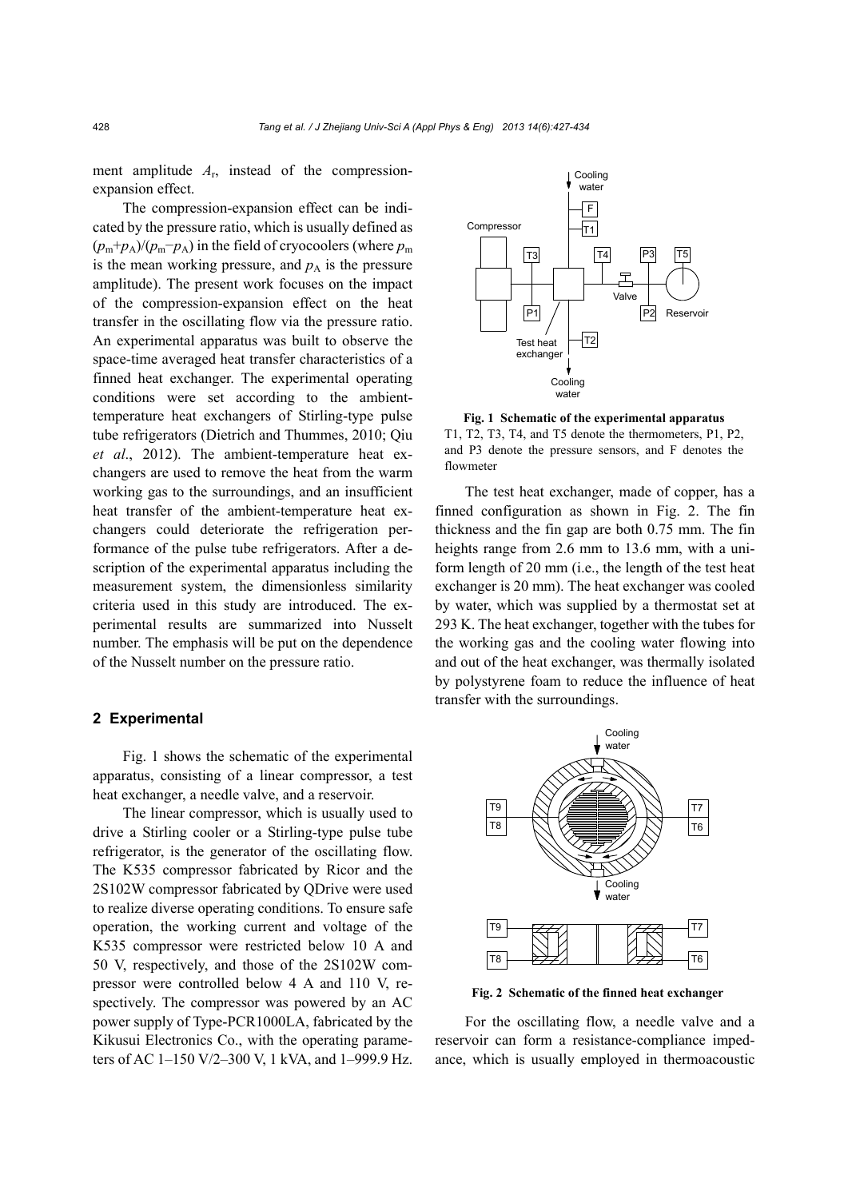ment amplitude $A_r$, instead of the compression-expansion effect.

The compression-expansion effect can be indicated by the pressure ratio, which is usually defined as $(p_m+p_A)/(p_m-p_A)$ in the field of cryocoolers (where $p_m$ is the mean working pressure, and $p_A$ is the pressure amplitude). The present work focuses on the impact of the compression-expansion effect on the heat transfer in the oscillating flow via the pressure ratio. An experimental apparatus was built to observe the space-time averaged heat transfer characteristics of a finned heat exchanger. The experimental operating conditions were set according to the ambient-temperature heat exchangers of Stirling-type pulse tube refrigerators (Dietrich and Thummes, 2010; Qiu *et al*., 2012). The ambient-temperature heat exchangers are used to remove the heat from the warm working gas to the surroundings, and an insufficient heat transfer of the ambient-temperature heat exchangers could deteriorate the refrigeration performance of the pulse tube refrigerators. After a description of the experimental apparatus including the measurement system, the dimensionless similarity criteria used in this study are introduced. The experimental results are summarized into Nusselt number. The emphasis will be put on the dependence of the Nusselt number on the pressure ratio.

## 2 Experimental

Fig. 1 shows the schematic of the experimental apparatus, consisting of a linear compressor, a test heat exchanger, a needle valve, and a reservoir.

The linear compressor, which is usually used to drive a Stirling cooler or a Stirling-type pulse tube refrigerator, is the generator of the oscillating flow. The K535 compressor fabricated by Ricor and the 2S102W compressor fabricated by QDrive were used to realize diverse operating conditions. To ensure safe operation, the working current and voltage of the K535 compressor were restricted below 10 A and 50 V, respectively, and those of the 2S102W compressor were controlled below 4 A and 110 V, respectively. The compressor was powered by an AC power supply of Type-PCR1000LA, fabricated by the Kikusui Electronics Co., with the operating parameters of AC 1–150 V/2–300 V, 1 kVA, and 1–999.9 Hz.

**Fig. 1 Schematic of the experimental apparatus**
T1, T2, T3, T4, and T5 denote the thermometers, P1, P2, and P3 denote the pressure sensors, and F denotes the flowmeter

The test heat exchanger, made of copper, has a finned configuration as shown in Fig. 2. The fin thickness and the fin gap are both 0.75 mm. The fin heights range from 2.6 mm to 13.6 mm, with a uniform length of 20 mm (i.e., the length of the test heat exchanger is 20 mm). The heat exchanger was cooled by water, which was supplied by a thermostat set at 293 K. The heat exchanger, together with the tubes for the working gas and the cooling water flowing into and out of the heat exchanger, was thermally isolated by polystyrene foam to reduce the influence of heat transfer with the surroundings.

**Fig. 2 Schematic of the finned heat exchanger**

For the oscillating flow, a needle valve and a reservoir can form a resistance-compliance impedance, which is usually employed in thermoacoustic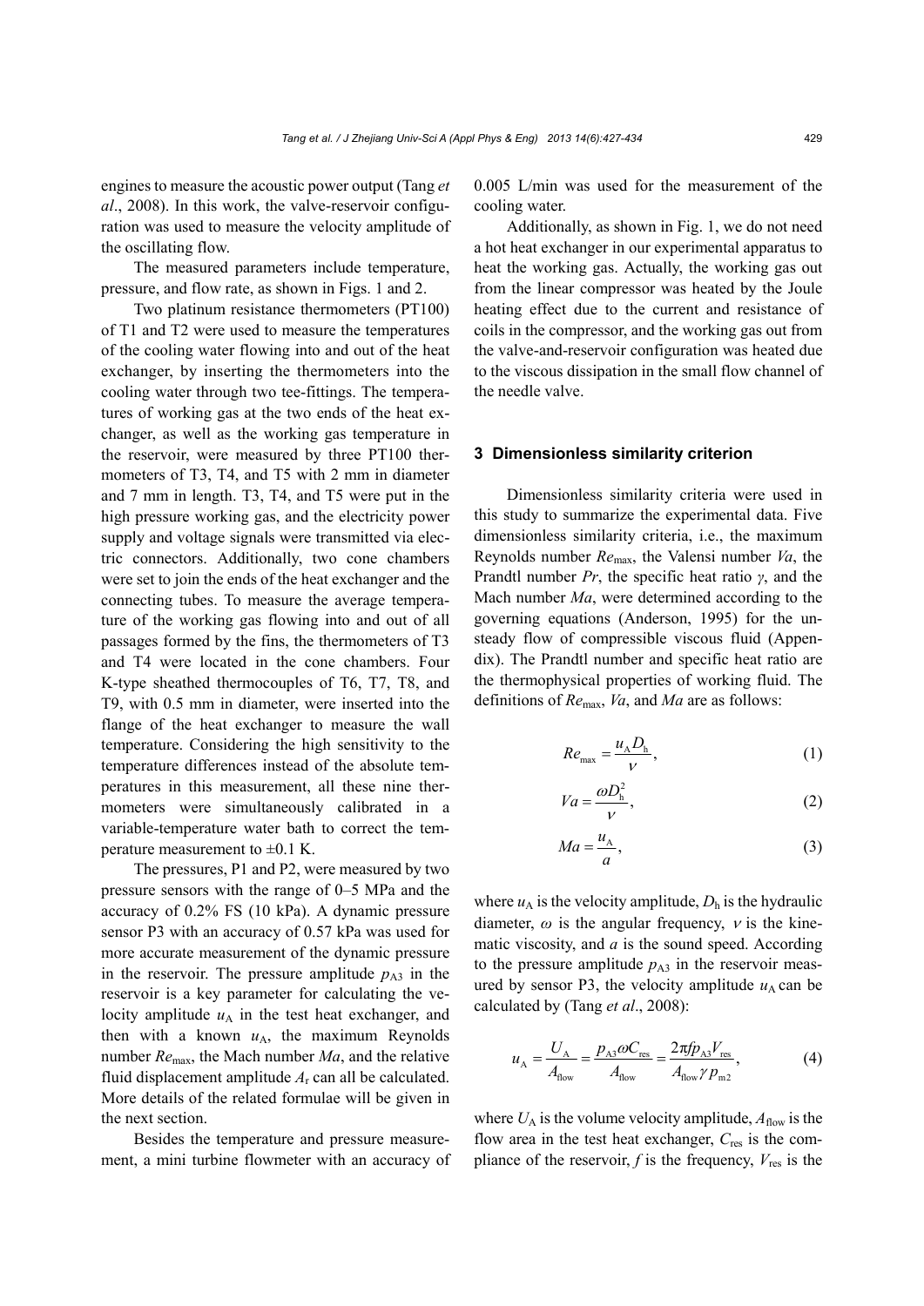engines to measure the acoustic power output (Tang *et al*., 2008). In this work, the valve-reservoir configuration was used to measure the velocity amplitude of the oscillating flow.

The measured parameters include temperature, pressure, and flow rate, as shown in Figs. 1 and 2.

Two platinum resistance thermometers (PT100) of T1 and T2 were used to measure the temperatures of the cooling water flowing into and out of the heat exchanger, by inserting the thermometers into the cooling water through two tee-fittings. The temperatures of working gas at the two ends of the heat exchanger, as well as the working gas temperature in the reservoir, were measured by three PT100 thermometers of T3, T4, and T5 with 2 mm in diameter and 7 mm in length. T3, T4, and T5 were put in the high pressure working gas, and the electricity power supply and voltage signals were transmitted via electric connectors. Additionally, two cone chambers were set to join the ends of the heat exchanger and the connecting tubes. To measure the average temperature of the working gas flowing into and out of all passages formed by the fins, the thermometers of T3 and T4 were located in the cone chambers. Four K-type sheathed thermocouples of T6, T7, T8, and T9, with 0.5 mm in diameter, were inserted into the flange of the heat exchanger to measure the wall temperature. Considering the high sensitivity to the temperature differences instead of the absolute temperatures in this measurement, all these nine thermometers were simultaneously calibrated in a variable-temperature water bath to correct the temperature measurement to ±0.1 K.

The pressures, P1 and P2, were measured by two pressure sensors with the range of 0–5 MPa and the accuracy of 0.2% FS (10 kPa). A dynamic pressure sensor P3 with an accuracy of 0.57 kPa was used for more accurate measurement of the dynamic pressure in the reservoir. The pressure amplitude $p_{A3}$ in the reservoir is a key parameter for calculating the velocity amplitude $u_A$ in the test heat exchanger, and then with a known $u_A$, the maximum Reynolds number $Re_{max}$, the Mach number $Ma$, and the relative fluid displacement amplitude $A_r$ can all be calculated. More details of the related formulae will be given in the next section.

Besides the temperature and pressure measurement, a mini turbine flowmeter with an accuracy of 0.005 L/min was used for the measurement of the cooling water.

Additionally, as shown in Fig. 1, we do not need a hot heat exchanger in our experimental apparatus to heat the working gas. Actually, the working gas out from the linear compressor was heated by the Joule heating effect due to the current and resistance of coils in the compressor, and the working gas out from the valve-and-reservoir configuration was heated due to the viscous dissipation in the small flow channel of the needle valve.

## 3 Dimensionless similarity criterion

Dimensionless similarity criteria were used in this study to summarize the experimental data. Five dimensionless similarity criteria, i.e., the maximum Reynolds number $Re_{max}$, the Valensi number $Va$, the Prandtl number $Pr$, the specific heat ratio $\gamma$, and the Mach number $Ma$, were determined according to the governing equations (Anderson, 1995) for the unsteady flow of compressible viscous fluid (Appendix). The Prandtl number and specific heat ratio are the thermophysical properties of working fluid. The definitions of $Re_{max}$, $Va$, and $Ma$ are as follows:

$$Re_{max} = \frac{u_A D_h}{\nu}, \tag{1}$$

$$Va = \frac{\omega D_h^2}{\nu}, \tag{2}$$

$$Ma = \frac{u_A}{a}, \tag{3}$$

where $u_A$ is the velocity amplitude, $D_h$ is the hydraulic diameter, $\omega$ is the angular frequency, $\nu$ is the kinematic viscosity, and $a$ is the sound speed. According to the pressure amplitude $p_{A3}$ in the reservoir measured by sensor P3, the velocity amplitude $u_A$ can be calculated by (Tang *et al*., 2008):

$$u_A = \frac{U_A}{A_{flow}} = \frac{p_{A3}\omega C_{res}}{A_{flow}} = \frac{2\pi f p_{A3} V_{res}}{A_{flow}\gamma p_{m2}}, \tag{4}$$

where $U_A$ is the volume velocity amplitude, $A_{flow}$ is the flow area in the test heat exchanger, $C_{res}$ is the compliance of the reservoir, $f$ is the frequency, $V_{res}$ is the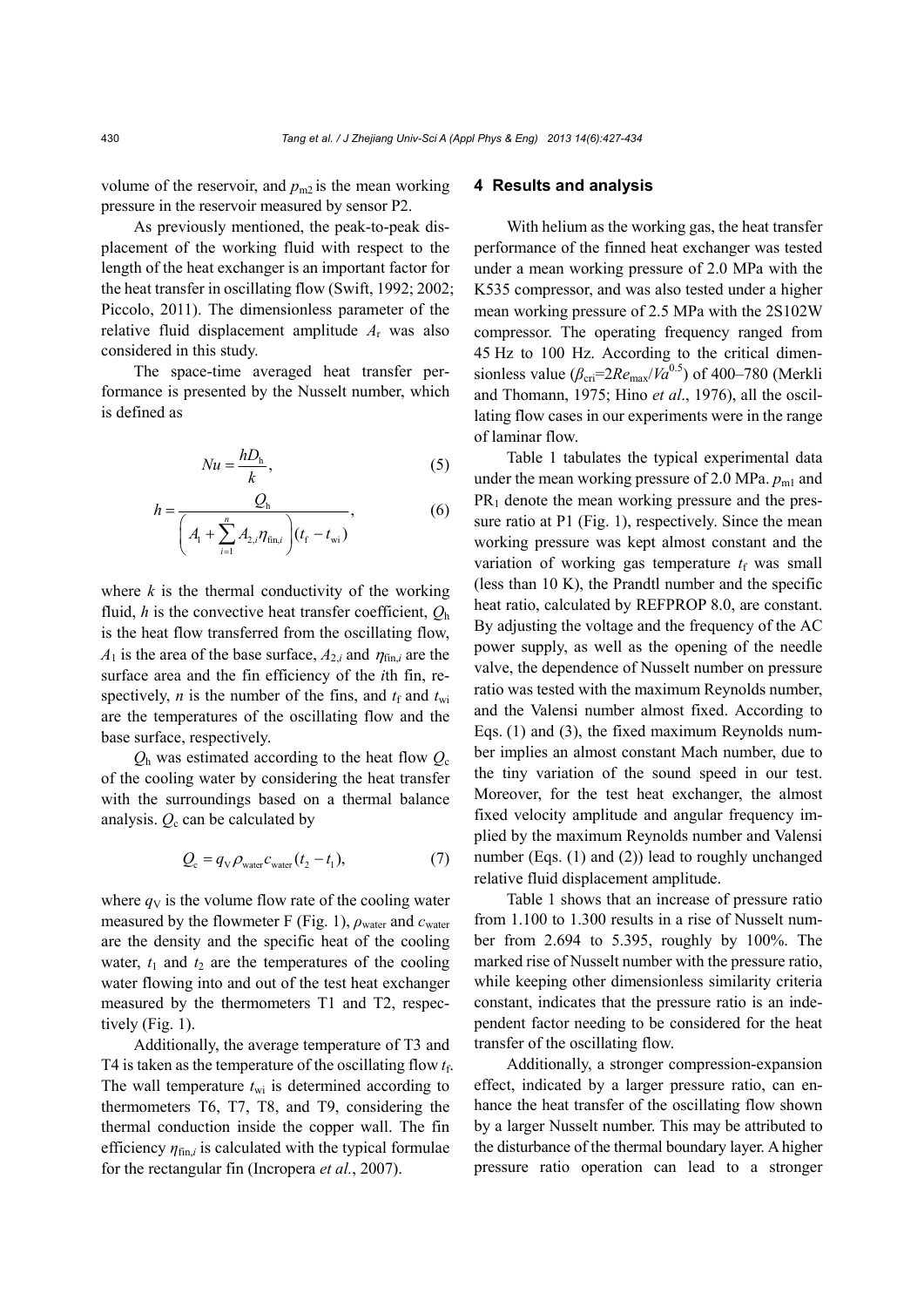volume of the reservoir, and $p_{m2}$ is the mean working pressure in the reservoir measured by sensor P2.

As previously mentioned, the peak-to-peak displacement of the working fluid with respect to the length of the heat exchanger is an important factor for the heat transfer in oscillating flow (Swift, 1992; 2002; Piccolo, 2011). The dimensionless parameter of the relative fluid displacement amplitude $A_r$ was also considered in this study.

The space-time averaged heat transfer performance is presented by the Nusselt number, which is defined as

$$Nu = \frac{hD_h}{k}, \tag{5}$$

$$h = \frac{Q_h}{\left(A_1 + \sum_{i=1}^{n} A_{2,i}\eta_{\text{fin},i}\right)(t_f - t_{wi})}, \tag{6}$$

where $k$ is the thermal conductivity of the working fluid, $h$ is the convective heat transfer coefficient, $Q_h$ is the heat flow transferred from the oscillating flow, $A_1$ is the area of the base surface, $A_{2,i}$ and $\eta_{\text{fin},i}$ are the surface area and the fin efficiency of the $i$th fin, respectively, $n$ is the number of the fins, and $t_f$ and $t_{wi}$ are the temperatures of the oscillating flow and the base surface, respectively.

$Q_h$ was estimated according to the heat flow $Q_c$ of the cooling water by considering the heat transfer with the surroundings based on a thermal balance analysis. $Q_c$ can be calculated by

$$Q_c = q_V \rho_{\text{water}} c_{\text{water}} (t_2 - t_1), \tag{7}$$

where $q_V$ is the volume flow rate of the cooling water measured by the flowmeter F (Fig. 1), $\rho_{\text{water}}$ and $c_{\text{water}}$ are the density and the specific heat of the cooling water, $t_1$ and $t_2$ are the temperatures of the cooling water flowing into and out of the test heat exchanger measured by the thermometers T1 and T2, respectively (Fig. 1).

Additionally, the average temperature of T3 and T4 is taken as the temperature of the oscillating flow $t_f$. The wall temperature $t_{wi}$ is determined according to thermometers T6, T7, T8, and T9, considering the thermal conduction inside the copper wall. The fin efficiency $\eta_{\text{fin},i}$ is calculated with the typical formulae for the rectangular fin (Incropera *et al.*, 2007).

## 4 Results and analysis

With helium as the working gas, the heat transfer performance of the finned heat exchanger was tested under a mean working pressure of 2.0 MPa with the K535 compressor, and was also tested under a higher mean working pressure of 2.5 MPa with the 2S102W compressor. The operating frequency ranged from 45 Hz to 100 Hz. According to the critical dimensionless value ($\beta_{\text{cri}}=2Re_{\max}/Va^{0.5}$) of 400–780 (Merkli and Thomann, 1975; Hino *et al.*, 1976), all the oscillating flow cases in our experiments were in the range of laminar flow.

Table 1 tabulates the typical experimental data under the mean working pressure of 2.0 MPa. $p_{m1}$ and $PR_1$ denote the mean working pressure and the pressure ratio at P1 (Fig. 1), respectively. Since the mean working pressure was kept almost constant and the variation of working gas temperature $t_f$ was small (less than 10 K), the Prandtl number and the specific heat ratio, calculated by REFPROP 8.0, are constant. By adjusting the voltage and the frequency of the AC power supply, as well as the opening of the needle valve, the dependence of Nusselt number on pressure ratio was tested with the maximum Reynolds number, and the Valensi number almost fixed. According to Eqs. (1) and (3), the fixed maximum Reynolds number implies an almost constant Mach number, due to the tiny variation of the sound speed in our test. Moreover, for the test heat exchanger, the almost fixed velocity amplitude and angular frequency implied by the maximum Reynolds number and Valensi number (Eqs. (1) and (2)) lead to roughly unchanged relative fluid displacement amplitude.

Table 1 shows that an increase of pressure ratio from 1.100 to 1.300 results in a rise of Nusselt number from 2.694 to 5.395, roughly by 100%. The marked rise of Nusselt number with the pressure ratio, while keeping other dimensionless similarity criteria constant, indicates that the pressure ratio is an independent factor needing to be considered for the heat transfer of the oscillating flow.

Additionally, a stronger compression-expansion effect, indicated by a larger pressure ratio, can enhance the heat transfer of the oscillating flow shown by a larger Nusselt number. This may be attributed to the disturbance of the thermal boundary layer. A higher pressure ratio operation can lead to a stronger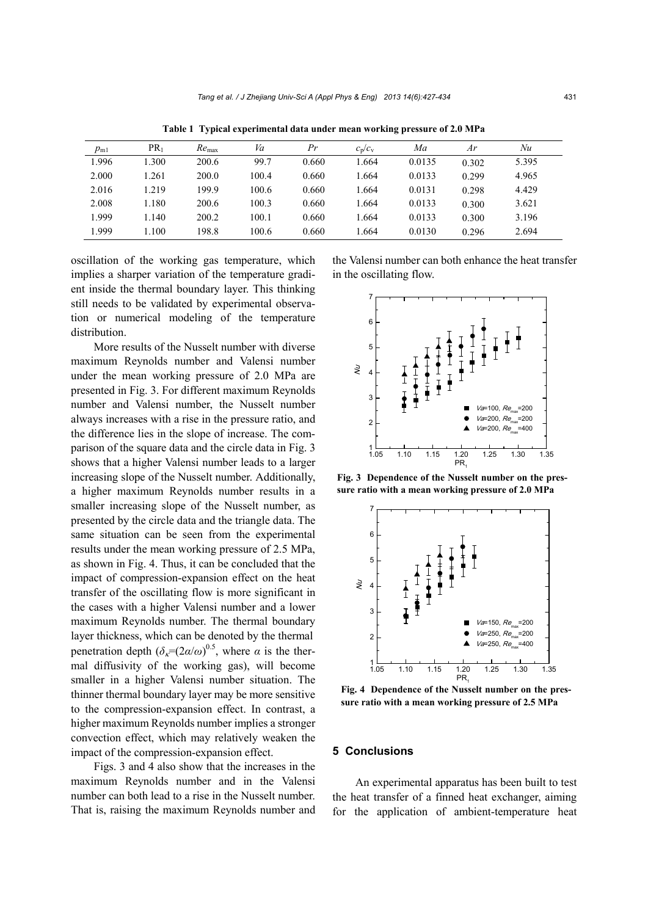**Table 1 Typical experimental data under mean working pressure of 2.0 MPa**

| $p_{m1}$ | $PR_1$ | $Re_{max}$ | $Va$ | $Pr$ | $c_p/c_v$ | $Ma$ | $Ar$ | $Nu$ |
|---|---|---|---|---|---|---|---|---|
| 1.996 | 1.300 | 200.6 | 99.7 | 0.660 | 1.664 | 0.0135 | 0.302 | 5.395 |
| 2.000 | 1.261 | 200.0 | 100.4 | 0.660 | 1.664 | 0.0133 | 0.299 | 4.965 |
| 2.016 | 1.219 | 199.9 | 100.6 | 0.660 | 1.664 | 0.0131 | 0.298 | 4.429 |
| 2.008 | 1.180 | 200.6 | 100.3 | 0.660 | 1.664 | 0.0133 | 0.300 | 3.621 |
| 1.999 | 1.140 | 200.2 | 100.1 | 0.660 | 1.664 | 0.0133 | 0.300 | 3.196 |
| 1.999 | 1.100 | 198.8 | 100.6 | 0.660 | 1.664 | 0.0130 | 0.296 | 2.694 |

oscillation of the working gas temperature, which implies a sharper variation of the temperature gradient inside the thermal boundary layer. This thinking still needs to be validated by experimental observation or numerical modeling of the temperature distribution.

More results of the Nusselt number with diverse maximum Reynolds number and Valensi number under the mean working pressure of 2.0 MPa are presented in Fig. 3. For different maximum Reynolds number and Valensi number, the Nusselt number always increases with a rise in the pressure ratio, and the difference lies in the slope of increase. The comparison of the square data and the circle data in Fig. 3 shows that a higher Valensi number leads to a larger increasing slope of the Nusselt number. Additionally, a higher maximum Reynolds number results in a smaller increasing slope of the Nusselt number, as presented by the circle data and the triangle data. The same situation can be seen from the experimental results under the mean working pressure of 2.5 MPa, as shown in Fig. 4. Thus, it can be concluded that the impact of compression-expansion effect on the heat transfer of the oscillating flow is more significant in the cases with a higher Valensi number and a lower maximum Reynolds number. The thermal boundary layer thickness, which can be denoted by the thermal penetration depth ($\delta_\kappa=(2\alpha/\omega)^{0.5}$, where $\alpha$ is the thermal diffusivity of the working gas), will become smaller in a higher Valensi number situation. The thinner thermal boundary layer may be more sensitive to the compression-expansion effect. In contrast, a higher maximum Reynolds number implies a stronger convection effect, which may relatively weaken the impact of the compression-expansion effect.

Figs. 3 and 4 also show that the increases in the maximum Reynolds number and in the Valensi number can both lead to a rise in the Nusselt number. That is, raising the maximum Reynolds number and the Valensi number can both enhance the heat transfer in the oscillating flow.

**Fig. 3 Dependence of the Nusselt number on the pressure ratio with a mean working pressure of 2.0 MPa**

**Fig. 4 Dependence of the Nusselt number on the pressure ratio with a mean working pressure of 2.5 MPa**

## 5 Conclusions

An experimental apparatus has been built to test the heat transfer of a finned heat exchanger, aiming for the application of ambient-temperature heat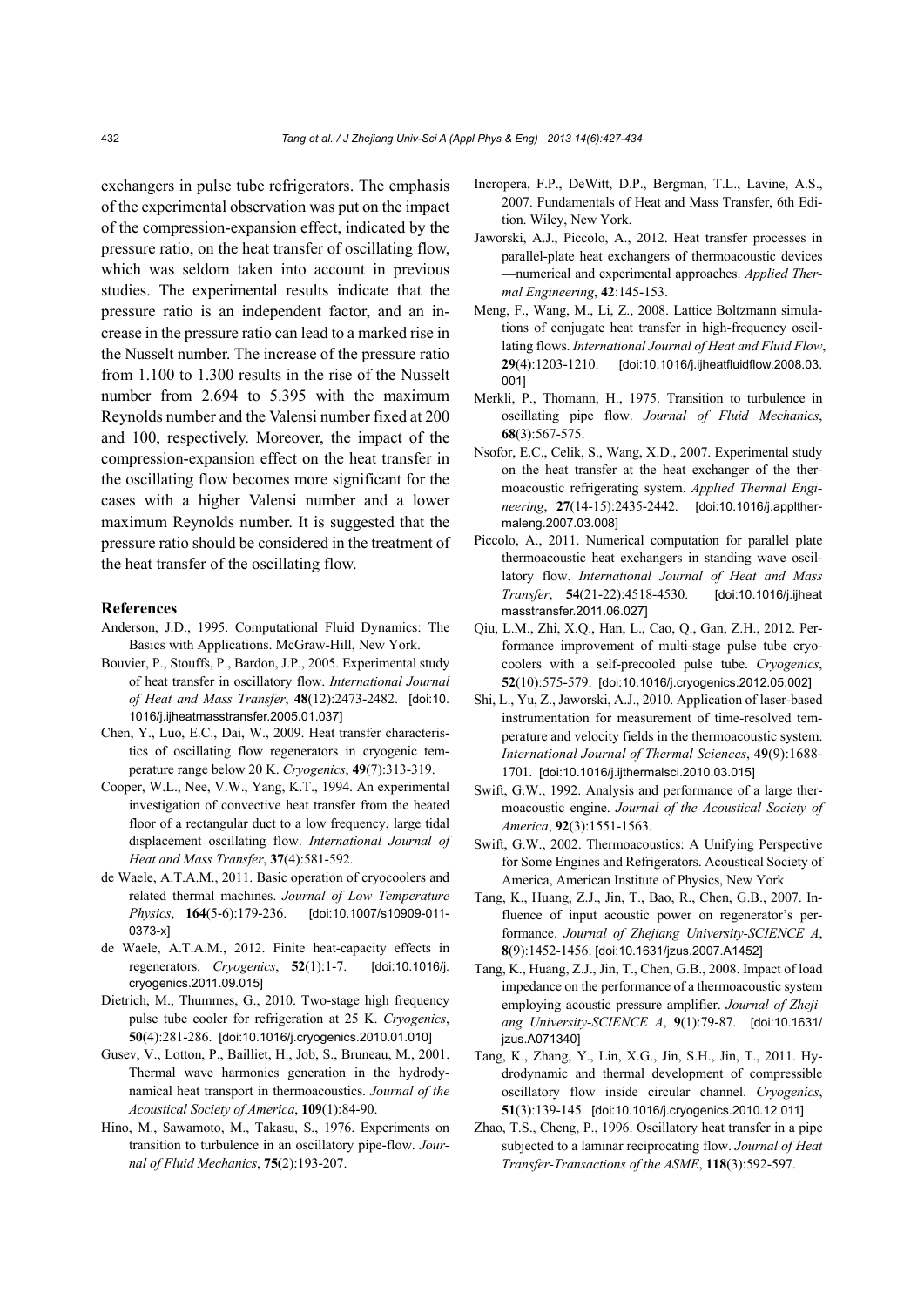exchangers in pulse tube refrigerators. The emphasis of the experimental observation was put on the impact of the compression-expansion effect, indicated by the pressure ratio, on the heat transfer of oscillating flow, which was seldom taken into account in previous studies. The experimental results indicate that the pressure ratio is an independent factor, and an increase in the pressure ratio can lead to a marked rise in the Nusselt number. The increase of the pressure ratio from 1.100 to 1.300 results in the rise of the Nusselt number from 2.694 to 5.395 with the maximum Reynolds number and the Valensi number fixed at 200 and 100, respectively. Moreover, the impact of the compression-expansion effect on the heat transfer in the oscillating flow becomes more significant for the cases with a higher Valensi number and a lower maximum Reynolds number. It is suggested that the pressure ratio should be considered in the treatment of the heat transfer of the oscillating flow.

## References

Anderson, J.D., 1995. Computational Fluid Dynamics: The Basics with Applications. McGraw-Hill, New York.

Bouvier, P., Stouffs, P., Bardon, J.P., 2005. Experimental study of heat transfer in oscillatory flow. *International Journal of Heat and Mass Transfer*, **48**(12):2473-2482. [doi:10.1016/j.ijheatmasstransfer.2005.01.037]

Chen, Y., Luo, E.C., Dai, W., 2009. Heat transfer characteristics of oscillating flow regenerators in cryogenic temperature range below 20 K. *Cryogenics*, **49**(7):313-319.

Cooper, W.L., Nee, V.W., Yang, K.T., 1994. An experimental investigation of convective heat transfer from the heated floor of a rectangular duct to a low frequency, large tidal displacement oscillating flow. *International Journal of Heat and Mass Transfer*, **37**(4):581-592.

de Waele, A.T.A.M., 2011. Basic operation of cryocoolers and related thermal machines. *Journal of Low Temperature Physics*, **164**(5-6):179-236. [doi:10.1007/s10909-011-0373-x]

de Waele, A.T.A.M., 2012. Finite heat-capacity effects in regenerators. *Cryogenics*, **52**(1):1-7. [doi:10.1016/j.cryogenics.2011.09.015]

Dietrich, M., Thummes, G., 2010. Two-stage high frequency pulse tube cooler for refrigeration at 25 K. *Cryogenics*, **50**(4):281-286. [doi:10.1016/j.cryogenics.2010.01.010]

Gusev, V., Lotton, P., Bailliet, H., Job, S., Bruneau, M., 2001. Thermal wave harmonics generation in the hydrodynamical heat transport in thermoacoustics. *Journal of the Acoustical Society of America*, **109**(1):84-90.

Hino, M., Sawamoto, M., Takasu, S., 1976. Experiments on transition to turbulence in an oscillatory pipe-flow. *Journal of Fluid Mechanics*, **75**(2):193-207.

Incropera, F.P., DeWitt, D.P., Bergman, T.L., Lavine, A.S., 2007. Fundamentals of Heat and Mass Transfer, 6th Edition. Wiley, New York.

Jaworski, A.J., Piccolo, A., 2012. Heat transfer processes in parallel-plate heat exchangers of thermoacoustic devices—numerical and experimental approaches. *Applied Thermal Engineering*, **42**:145-153.

Meng, F., Wang, M., Li, Z., 2008. Lattice Boltzmann simulations of conjugate heat transfer in high-frequency oscillating flows. *International Journal of Heat and Fluid Flow*, **29**(4):1203-1210. [doi:10.1016/j.ijheatfluidflow.2008.03.001]

Merkli, P., Thomann, H., 1975. Transition to turbulence in oscillating pipe flow. *Journal of Fluid Mechanics*, **68**(3):567-575.

Nsofor, E.C., Celik, S., Wang, X.D., 2007. Experimental study on the heat transfer at the heat exchanger of the thermoacoustic refrigerating system. *Applied Thermal Engineering*, **27**(14-15):2435-2442. [doi:10.1016/j.applthermaleng.2007.03.008]

Piccolo, A., 2011. Numerical computation for parallel plate thermoacoustic heat exchangers in standing wave oscillatory flow. *International Journal of Heat and Mass Transfer*, **54**(21-22):4518-4530. [doi:10.1016/j.ijheatmasstransfer.2011.06.027]

Qiu, L.M., Zhi, X.Q., Han, L., Cao, Q., Gan, Z.H., 2012. Performance improvement of multi-stage pulse tube cryocoolers with a self-precooled pulse tube. *Cryogenics*, **52**(10):575-579. [doi:10.1016/j.cryogenics.2012.05.002]

Shi, L., Yu, Z., Jaworski, A.J., 2010. Application of laser-based instrumentation for measurement of time-resolved temperature and velocity fields in the thermoacoustic system. *International Journal of Thermal Sciences*, **49**(9):1688-1701. [doi:10.1016/j.ijthermalsci.2010.03.015]

Swift, G.W., 1992. Analysis and performance of a large thermoacoustic engine. *Journal of the Acoustical Society of America*, **92**(3):1551-1563.

Swift, G.W., 2002. Thermoacoustics: A Unifying Perspective for Some Engines and Refrigerators. Acoustical Society of America, American Institute of Physics, New York.

Tang, K., Huang, Z.J., Jin, T., Bao, R., Chen, G.B., 2007. Influence of input acoustic power on regenerator's performance. *Journal of Zhejiang University-SCIENCE A*, **8**(9):1452-1456. [doi:10.1631/jzus.2007.A1452]

Tang, K., Huang, Z.J., Jin, T., Chen, G.B., 2008. Impact of load impedance on the performance of a thermoacoustic system employing acoustic pressure amplifier. *Journal of Zhejiang University-SCIENCE A*, **9**(1):79-87. [doi:10.1631/jzus.A071340]

Tang, K., Zhang, Y., Lin, X.G., Jin, S.H., Jin, T., 2011. Hydrodynamic and thermal development of compressible oscillatory flow inside circular channel. *Cryogenics*, **51**(3):139-145. [doi:10.1016/j.cryogenics.2010.12.011]

Zhao, T.S., Cheng, P., 1996. Oscillatory heat transfer in a pipe subjected to a laminar reciprocating flow. *Journal of Heat Transfer-Transactions of the ASME*, **118**(3):592-597.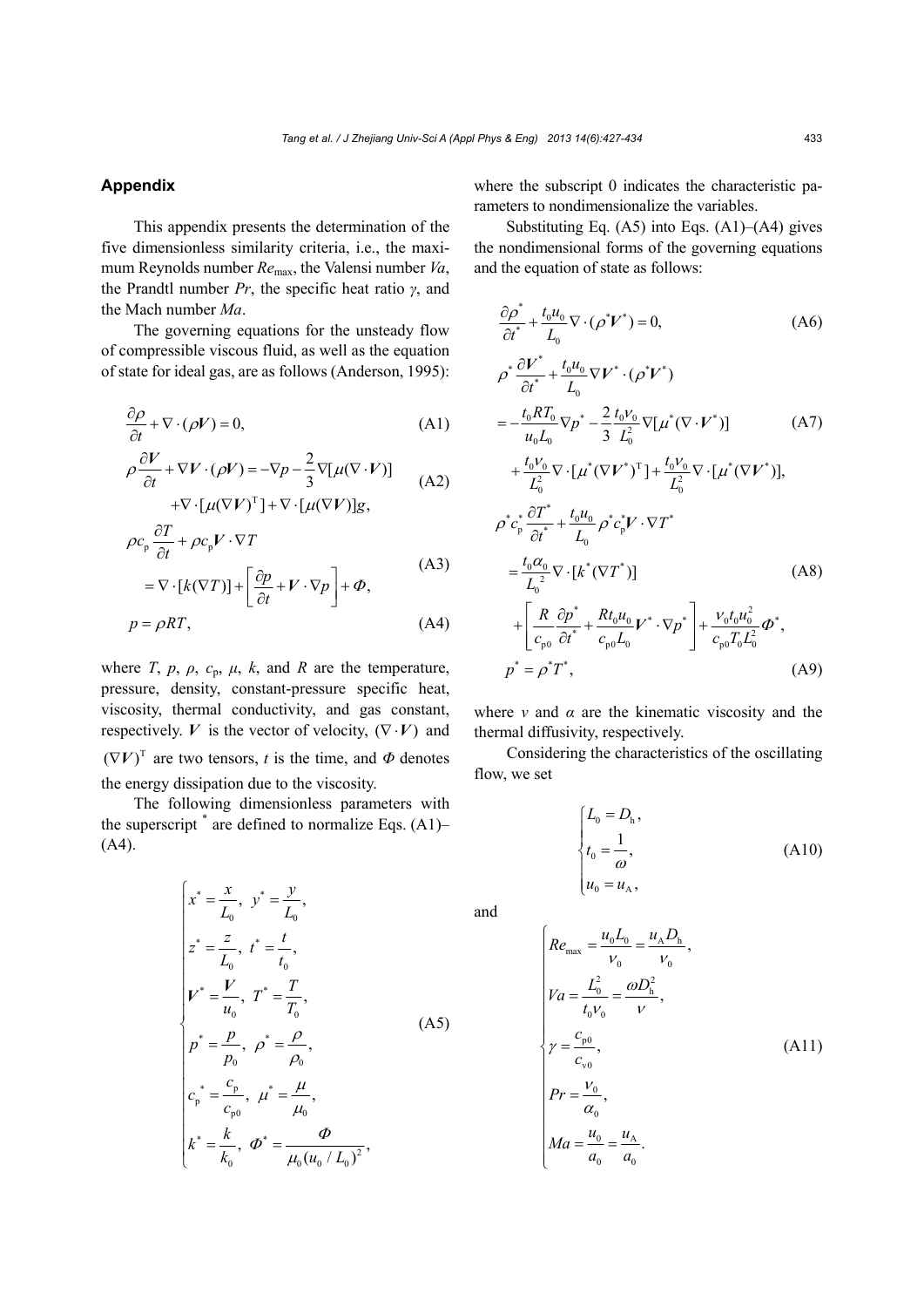## Appendix

This appendix presents the determination of the five dimensionless similarity criteria, i.e., the maximum Reynolds number $Re_{max}$, the Valensi number $Va$, the Prandtl number $Pr$, the specific heat ratio $\gamma$, and the Mach number $Ma$.

The governing equations for the unsteady flow of compressible viscous fluid, as well as the equation of state for ideal gas, are as follows (Anderson, 1995):

$$\frac{\partial \rho}{\partial t} + \nabla \cdot (\rho \boldsymbol{V}) = 0, \tag{A1}$$

$$\rho \frac{\partial \boldsymbol{V}}{\partial t} + \nabla \boldsymbol{V} \cdot (\rho \boldsymbol{V}) = -\nabla p - \frac{2}{3}\nabla[\mu(\nabla \cdot \boldsymbol{V})] + \nabla \cdot [\mu(\nabla \boldsymbol{V})^{\mathrm{T}}] + \nabla \cdot [\mu(\nabla \boldsymbol{V})]g, \tag{A2}$$

$$\rho c_{\mathrm{p}} \frac{\partial T}{\partial t} + \rho c_{\mathrm{p}} \boldsymbol{V} \cdot \nabla T = \nabla \cdot [k(\nabla T)] + \left[\frac{\partial p}{\partial t} + \boldsymbol{V} \cdot \nabla p\right] + \Phi, \tag{A3}$$

$$p = \rho R T, \tag{A4}$$

where $T$, $p$, $\rho$, $c_{\mathrm{p}}$, $\mu$, $k$, and $R$ are the temperature, pressure, density, constant-pressure specific heat, viscosity, thermal conductivity, and gas constant, respectively. $\boldsymbol{V}$ is the vector of velocity, $(\nabla \cdot \boldsymbol{V})$ and $(\nabla \boldsymbol{V})^{\mathrm{T}}$ are two tensors, $t$ is the time, and $\Phi$ denotes the energy dissipation due to the viscosity.

The following dimensionless parameters with the superscript $^*$ are defined to normalize Eqs. (A1)–(A4).

$$\begin{cases} x^* = \dfrac{x}{L_0},\ y^* = \dfrac{y}{L_0}, \\ z^* = \dfrac{z}{L_0},\ t^* = \dfrac{t}{t_0}, \\ \boldsymbol{V}^* = \dfrac{\boldsymbol{V}}{u_0},\ T^* = \dfrac{T}{T_0}, \\ p^* = \dfrac{p}{p_0},\ \rho^* = \dfrac{\rho}{\rho_0}, \\ c_{\mathrm{p}}^* = \dfrac{c_{\mathrm{p}}}{c_{\mathrm{p0}}},\ \mu^* = \dfrac{\mu}{\mu_0}, \\ k^* = \dfrac{k}{k_0},\ \Phi^* = \dfrac{\Phi}{\mu_0 (u_0 / L_0)^2}, \end{cases} \tag{A5}$$

where the subscript 0 indicates the characteristic parameters to nondimensionalize the variables.

Substituting Eq. (A5) into Eqs. (A1)–(A4) gives the nondimensional forms of the governing equations and the equation of state as follows:

$$\frac{\partial \rho^*}{\partial t^*} + \frac{t_0 u_0}{L_0} \nabla \cdot (\rho^* \boldsymbol{V}^*) = 0, \tag{A6}$$

$$\begin{aligned} &\rho^* \frac{\partial \boldsymbol{V}^*}{\partial t^*} + \frac{t_0 u_0}{L_0} \nabla \boldsymbol{V}^* \cdot (\rho^* \boldsymbol{V}^*) \\ &= -\frac{t_0 R T_0}{u_0 L_0} \nabla p^* - \frac{2}{3}\frac{t_0 \nu_0}{L_0^2} \nabla[\mu^*(\nabla \cdot \boldsymbol{V}^*)] \\ &\quad + \frac{t_0 \nu_0}{L_0^2} \nabla \cdot [\mu^* (\nabla \boldsymbol{V}^*)^{\mathrm{T}}] + \frac{t_0 \nu_0}{L_0^2} \nabla \cdot [\mu^* (\nabla \boldsymbol{V}^*)], \end{aligned} \tag{A7}$$

$$\begin{aligned} &\rho^* c_{\mathrm{p}}^* \frac{\partial T^*}{\partial t^*} + \frac{t_0 u_0}{L_0} \rho^* c_{\mathrm{p}}^* \boldsymbol{V} \cdot \nabla T^* \\ &= \frac{t_0 \alpha_0}{L_0^2} \nabla \cdot [k^* (\nabla T^*)] \\ &\quad + \left[\frac{R}{c_{\mathrm{p0}}} \frac{\partial p^*}{\partial t^*} + \frac{R t_0 u_0}{c_{\mathrm{p0}} L_0} \boldsymbol{V}^* \cdot \nabla p^*\right] + \frac{\nu_0 t_0 u_0^2}{c_{\mathrm{p0}} T_0 L_0^2} \Phi^*, \end{aligned} \tag{A8}$$

$$p^* = \rho^* T^*, \tag{A9}$$

where $\nu$ and $\alpha$ are the kinematic viscosity and the thermal diffusivity, respectively.

Considering the characteristics of the oscillating flow, we set

$$\begin{cases} L_0 = D_{\mathrm{h}}, \\ t_0 = \dfrac{1}{\omega}, \\ u_0 = u_{\mathrm{A}}, \end{cases} \tag{A10}$$

and

$$\begin{cases} Re_{\max} = \dfrac{u_0 L_0}{\nu_0} = \dfrac{u_{\mathrm{A}} D_{\mathrm{h}}}{\nu_0}, \\ Va = \dfrac{L_0^2}{t_0 \nu_0} = \dfrac{\omega D_{\mathrm{h}}^2}{\nu}, \\ \gamma = \dfrac{c_{\mathrm{p0}}}{c_{\mathrm{v0}}}, \\ Pr = \dfrac{\nu_0}{\alpha_0}, \\ Ma = \dfrac{u_0}{a_0} = \dfrac{u_{\mathrm{A}}}{a_0}. \end{cases} \tag{A11}$$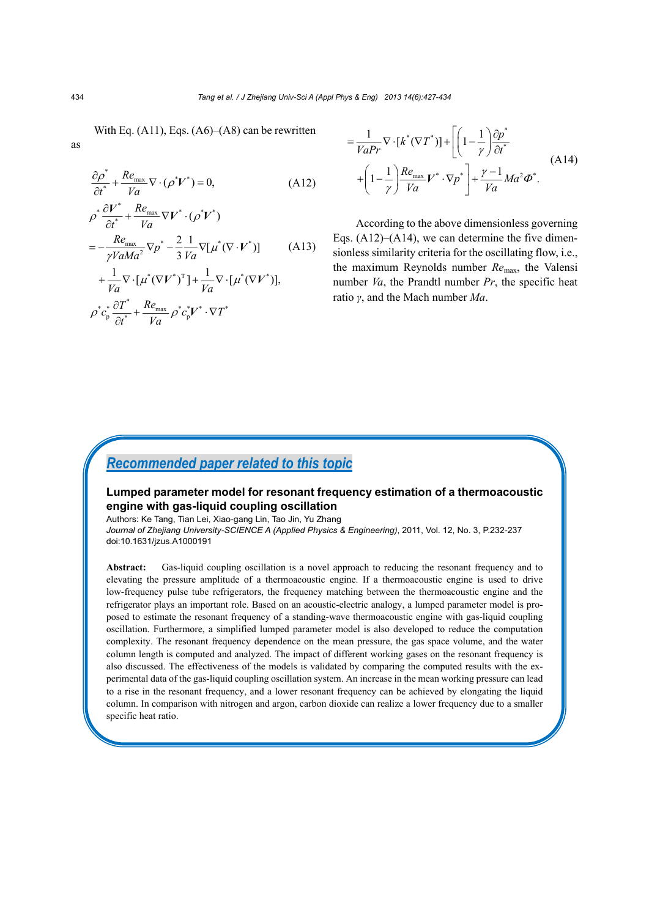With Eq. (A11), Eqs. (A6)–(A8) can be rewritten as

$$\frac{\partial \rho^*}{\partial t^*} + \frac{Re_{\max}}{Va} \nabla \cdot (\rho^* \boldsymbol{V}^*) = 0, \tag{A12}$$

$$\begin{aligned} &\rho^* \frac{\partial \boldsymbol{V}^*}{\partial t^*} + \frac{Re_{\max}}{Va} \nabla \boldsymbol{V}^* \cdot (\rho^* \boldsymbol{V}^*) \\ &= -\frac{Re_{\max}}{\gamma Va Ma^2} \nabla p^* - \frac{2}{3} \frac{1}{Va} \nabla [\mu^* (\nabla \cdot \boldsymbol{V}^*)] \\ &\quad + \frac{1}{Va} \nabla \cdot [\mu^* (\nabla \boldsymbol{V}^*)^{\mathrm{T}}] + \frac{1}{Va} \nabla \cdot [\mu^* (\nabla \boldsymbol{V}^*)], \end{aligned} \tag{A13}$$

$$\begin{aligned} &\rho^* c_{\mathrm{p}}^* \frac{\partial T^*}{\partial t^*} + \frac{Re_{\max}}{Va} \rho^* c_{\mathrm{p}}^* \boldsymbol{V}^* \cdot \nabla T^* \\ &= \frac{1}{VaPr} \nabla \cdot [k^* (\nabla T^*)] + \left[ \left(1 - \frac{1}{\gamma}\right) \frac{\partial p^*}{\partial t^*} \right. \\ &\quad \left. + \left(1 - \frac{1}{\gamma}\right) \frac{Re_{\max}}{Va} \boldsymbol{V}^* \cdot \nabla p^* \right] + \frac{\gamma - 1}{Va} Ma^2 \Phi^*. \end{aligned} \tag{A14}$$

According to the above dimensionless governing Eqs. (A12)–(A14), we can determine the five dimensionless similarity criteria for the oscillating flow, i.e., the maximum Reynolds number $Re_{\max}$, the Valensi number $Va$, the Prandtl number $Pr$, the specific heat ratio $\gamma$, and the Mach number $Ma$.

## Recommended paper related to this topic

**Lumped parameter model for resonant frequency estimation of a thermoacoustic engine with gas-liquid coupling oscillation**

Authors: Ke Tang, Tian Lei, Xiao-gang Lin, Tao Jin, Yu Zhang

*Journal of Zhejiang University-SCIENCE A (Applied Physics & Engineering)*, 2011, Vol. 12, No. 3, P.232-237

doi:10.1631/jzus.A1000191

**Abstract:** Gas-liquid coupling oscillation is a novel approach to reducing the resonant frequency and to elevating the pressure amplitude of a thermoacoustic engine. If a thermoacoustic engine is used to drive low-frequency pulse tube refrigerators, the frequency matching between the thermoacoustic engine and the refrigerator plays an important role. Based on an acoustic-electric analogy, a lumped parameter model is proposed to estimate the resonant frequency of a standing-wave thermoacoustic engine with gas-liquid coupling oscillation. Furthermore, a simplified lumped parameter model is also developed to reduce the computation complexity. The resonant frequency dependence on the mean pressure, the gas space volume, and the water column length is computed and analyzed. The impact of different working gases on the resonant frequency is also discussed. The effectiveness of the models is validated by comparing the computed results with the experimental data of the gas-liquid coupling oscillation system. An increase in the mean working pressure can lead to a rise in the resonant frequency, and a lower resonant frequency can be achieved by elongating the liquid column. In comparison with nitrogen and argon, carbon dioxide can realize a lower frequency due to a smaller specific heat ratio.